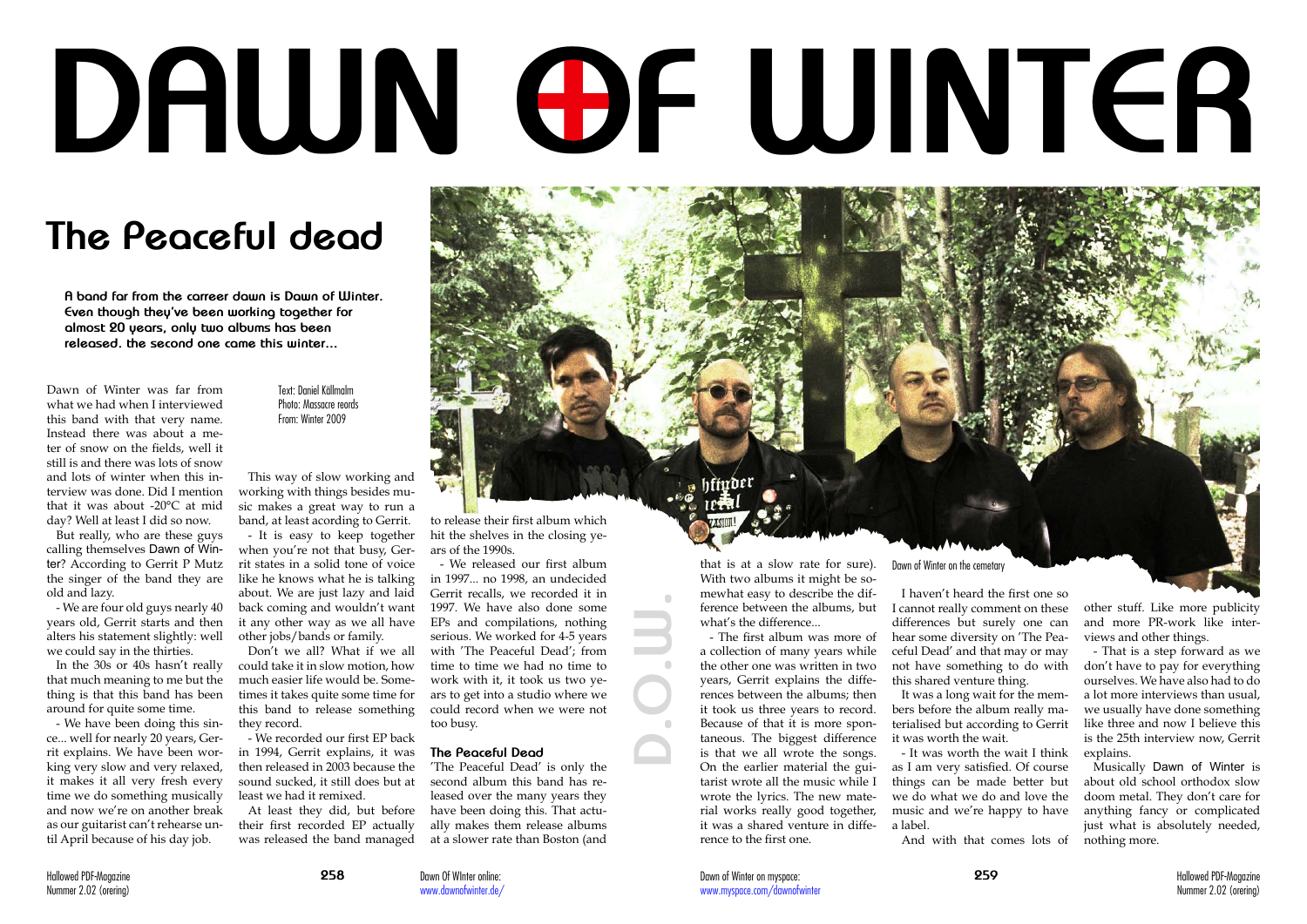# DAWN OF WINTER

## The Peaceful dead

**A band far from the carreer dawn is Dawn of Winter. Even though they've been working together for almost 20 years, only two albums has been released. the second one came this winter...**

Text: Daniel Källmalm
Photo: Massacre reords
From: Winter 2009

Dawn of Winter was far from what we had when I interviewed this band with that very name. Instead there was about a meter of snow on the fields, well it still is and there was lots of snow and lots of winter when this interview was done. Did I mention that it was about -20°C at mid day? Well at least I did so now.

But really, who are these guys calling themselves Dawn of Winter? According to Gerrit P Mutz the singer of the band they are old and lazy.

- We are four old guys nearly 40 years old, Gerrit starts and then alters his statement slightly: well we could say in the thirties.

In the 30s or 40s hasn't really that much meaning to me but the thing is that this band has been around for quite some time.

- We have been doing this since... well for nearly 20 years, Gerrit explains. We have been working very slow and very relaxed, it makes it all very fresh every time we do something musically and now we're on another break as our guitarist can't rehearse until April because of his day job.

This way of slow working and working with things besides music makes a great way to run a band, at least acording to Gerrit.

- It is easy to keep together when you're not that busy, Gerrit states in a solid tone of voice like he knows what he is talking about. We are just lazy and laid back coming and wouldn't want it any other way as we all have other jobs/bands or family.

Don't we all? What if we all could take it in slow motion, how much easier life would be. Sometimes it takes quite some time for this band to release something they record.

- We recorded our first EP back in 1994, Gerrit explains, it was then released in 2003 because the sound sucked, it still does but at least we had it remixed.

At least they did, but before their first recorded EP actually was released the band managed to release their first album which hit the shelves in the closing years of the 1990s.

- We released our first album in 1997... no 1998, an undecided Gerrit recalls, we recorded it in 1997. We have also done some EPs and compilations, nothing serious. We worked for 4-5 years with 'The Peaceful Dead'; from time to time we had no time to work with it, it took us two years to get into a studio where we could record when we were not too busy.

### The Peaceful Dead

'The Peaceful Dead' is only the second album this band has released over the many years they have been doing this. That actually makes them release albums at a slower rate than Boston (and that is at a slow rate for sure). With two albums it might be somewhat easy to describe the difference between the albums, but what's the difference...

- The first album was more of a collection of many years while the other one was written in two years, Gerrit explains the differences between the albums; then it took us three years to record. Because of that it is more spontaneous. The biggest difference is that we all wrote the songs. On the earlier material the guitarist wrote all the music while I wrote the lyrics. The new material works really good together, it was a shared venture in difference to the first one.

Dawn of Winter on the cemetary

I haven't heard the first one so I cannot really comment on these differences but surely one can hear some diversity on 'The Peaceful Dead' and that may or may not have something to do with this shared venture thing.

It was a long wait for the members before the album really materialised but according to Gerrit it was worth the wait.

- It was worth the wait I think as I am very satisfied. Of course things can be made better but we do what we do and love the music and we're happy to have a label.

And with that comes lots of other stuff. Like more publicity and more PR-work like interviews and other things.

- That is a step forward as we don't have to pay for everything ourselves. We have also had to do a lot more interviews than usual, we usually have done something like three and now I believe this is the 25th interview now, Gerrit explains.

Musically Dawn of Winter is about old school orthodox slow doom metal. They don't care for anything fancy or complicated just what is absolutely needed, nothing more.

D.O.W.

Dawn Of WInter online: www.dawnofwinter.de/

Dawn of Winter on myspace: www.myspace.com/dawnofwinter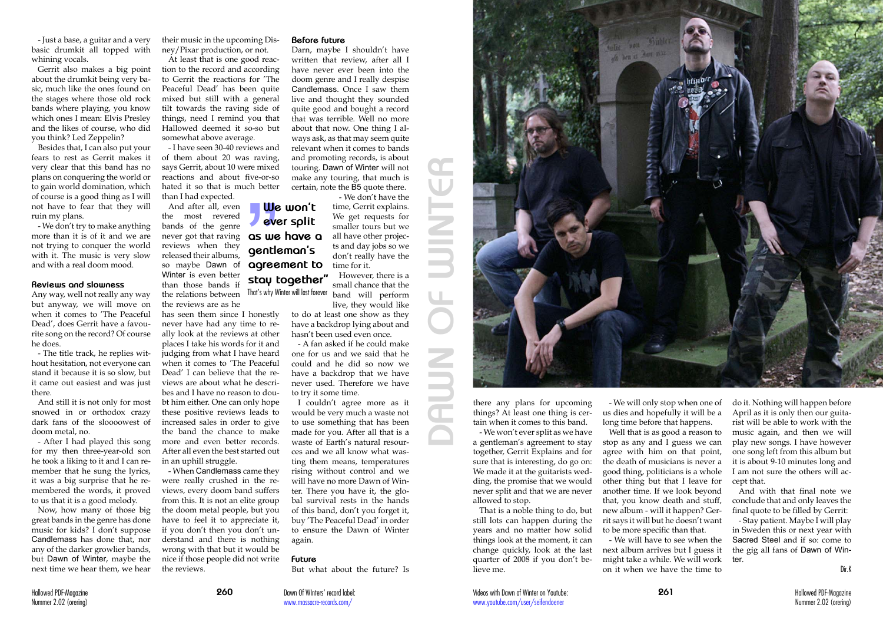- Just a base, a guitar and a very basic drumkit all topped with whining vocals.

Gerrit also makes a big point about the drumkit being very basic, much like the ones found on the stages where those old rock bands where playing, you know which ones I mean: Elvis Presley and the likes of course, who did you think? Led Zeppelin?

Besides that, I can also put your fears to rest as Gerrit makes it very clear that this band has no plans on conquering the world or to gain world domination, which of course is a good thing as I will not have to fear that they will ruin my plans.

- We don't try to make anything more than it is of it and we are not trying to conquer the world with it. The music is very slow and with a real doom mood.

## Reviews and slowness

Any way, well not really any way but anyway, we will move on when it comes to 'The Peaceful Dead', does Gerrit have a favourite song on the record? Of course he does.

- The title track, he replies without hesitation, not everyone can stand it because it is so slow, but it came out easiest and was just there.

And still it is not only for most snowed in or orthodox crazy dark fans of the sloooowest of doom metal, no.

- After I had played this song for my then three-year-old son he took a liking to it and I can remember that he sung the lyrics, it was a big surprise that he remembered the words, it proved to us that it is a good melody.

Now, how many of those big great bands in the genre has done music for kids? I don't suppose Candlemass has done that, nor any of the darker growlier bands, but Dawn of Winter, maybe the next time we hear them, we hear their music in the upcoming Disney/Pixar production, or not.

At least that is one good reaction to the record and according to Gerrit the reactions for 'The Peaceful Dead' has been quite mixed but still with a general tilt towards the raving side of things, need I remind you that Hallowed deemed it so-so but somewhat above average.

- I have seen 30-40 reviews and of them about 20 was raving, says Gerrit, about 10 were mixed reactions and about five-or-so hated it so that is much better than I had expected.

And after all, even the most revered bands of the genre never got that raving reviews when they released their albums, so maybe Dawn of Winter is even better than those bands if the relations between the reviews are as he has seen them since I honestly never have had any time to really look at the reviews at other places I take his words for it and judging from what I have heard when it comes to 'The Peaceful Dead' I can believe that the reviews are about what he describes and I have no reason to doubt him either. One can only hope these positive reviews leads to increased sales in order to give the band the chance to make more and even better records. After all even the best started out in an uphill struggle.

> "We won't ever split as we have a gentleman's agreement to stay together"
> That's why Winter will last forever

- When Candlemass came they were really crushed in the reviews, every doom band suffers from this. It is not an elite group the doom metal people, but you have to feel it to appreciate it, if you don't then you don't understand and there is nothing wrong with that but it would be nice if those people did not write the reviews.

## Before future

Darn, maybe I shouldn't have written that review, after all I have never ever been into the doom genre and I really despise Candlemass. Once I saw them live and thought they sounded quite good and bought a record that was terrible. Well no more about that now. One thing I always ask, as that may seem quite relevant when it comes to bands and promoting records, is about touring. Dawn of Winter will not make any touring, that much is certain, note the B5 quote there.

- We don't have the time, Gerrit explains. We get requests for smaller tours but we all have other projects and day jobs so we don't really have the time for it.

However, there is a small chance that the band will perform live, they would like to do at least one show as they have a backdrop lying about and hasn't been used even once.

- A fan asked if he could make one for us and we said that he could and he did so now we have a backdrop that we have never used. Therefore we have to try it some time.

I couldn't agree more as it would be very much a waste not to use something that has been made for you. After all that is a waste of Earth's natural resources and we all know what wasting them means, temperatures rising without control and we will have no more Dawn of Winter. There you have it, the global survival rests in the hands of this band, don't you forget it, buy 'The Peaceful Dead' in order to ensure the Dawn of Winter again.

## Future

But what about the future? Is there any plans for upcoming things? At least one thing is certain when it comes to this band.

- We won't ever split as we have a gentleman's agreement to stay together, Gerrit Explains and for sure that is interesting, do go on: We made it at the guitarists wedding, the promise that we would never split and that we are never allowed to stop.

That is a noble thing to do, but still lots can happen during the years and no matter how solid things look at the moment, it can change quickly, look at the last quarter of 2008 if you don't believe me.

- We will only stop when one of us dies and hopefully it will be a long time before that happens.

Well that is as good a reason to stop as any and I guess we can agree with him on that point, the death of musicians is never a good thing, politicians is a whole other thing but that I leave for another time. If we look beyond that, you know death and stuff, new album - will it happen? Gerrit says it will but he doesn't want to be more specific than that.

- We will have to see when the next album arrives but I guess it might take a while. We will work on it when we have the time to do it. Nothing will happen before April as it is only then our guitarist will be able to work with the music again, and then we will play new songs. I have however one song left from this album but it is about 9-10 minutes long and I am not sure the others will accept that.

And with that final note we conclude that and only leaves the final quote to be filled by Gerrit:

- Stay patient. Maybe I will play in Sweden this or next year with Sacred Steel and if so: come to the gig all fans of Dawn of Winter.

Dir.K

Dawn Of WInters' record label: www.massacre-records.com/

Videos with Dawn of Winter on Youtube: www.youtube.com/user/seifendoener